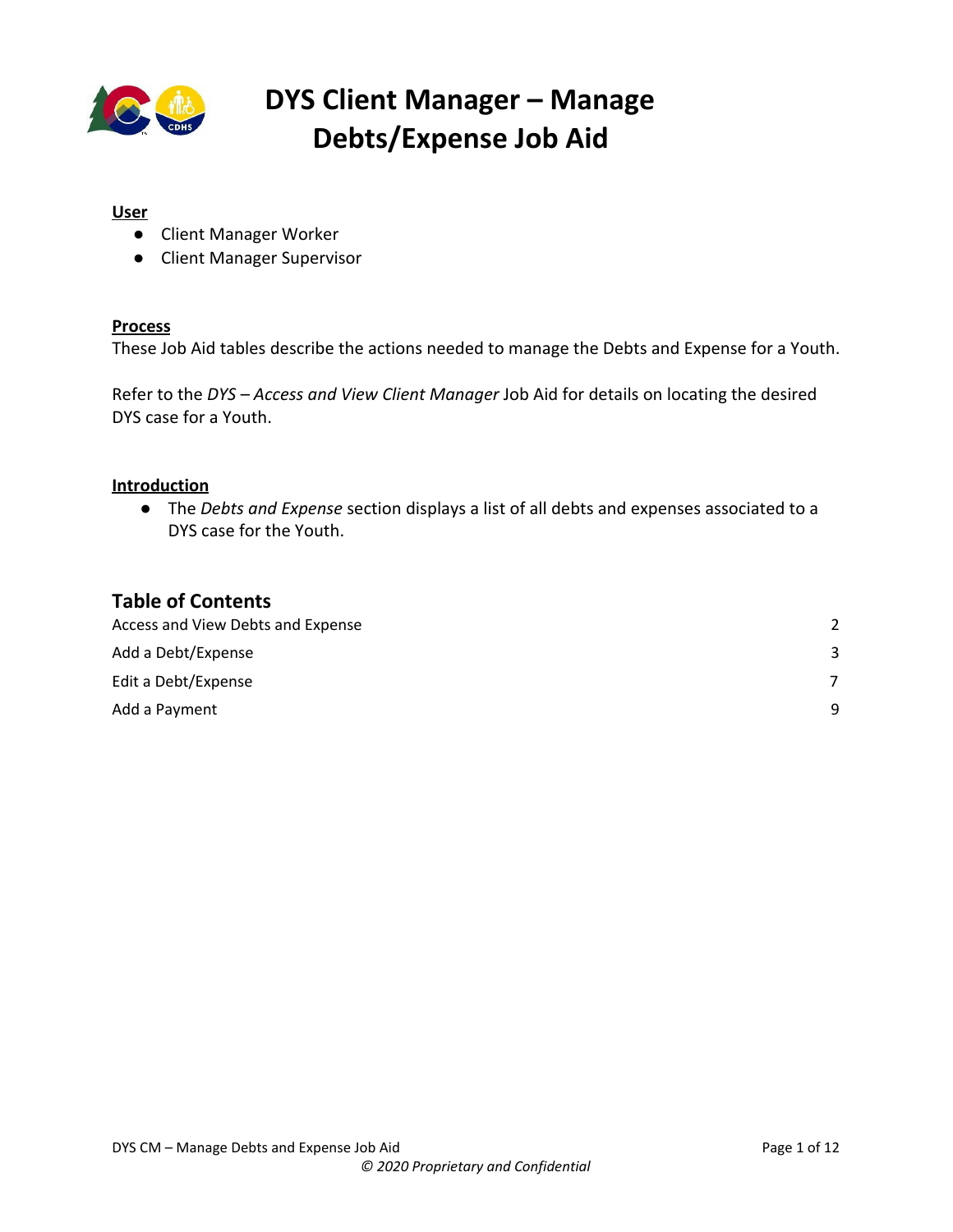# DYS Client Manager – Manage Debts/Expense Job Aid

**User**

- Client Manager Worker
- Client Manager Supervisor

**Process**

These Job Aid tables describe the actions needed to manage the Debts and Expense for a Youth.

Refer to the *DYS – Access and View Client Manager* Job Aid for details on locating the desired DYS case for a Youth.

**Introduction**

- The *Debts and Expense* section displays a list of all debts and expenses associated to a DYS case for the Youth.

## Table of Contents

| | |
|---|---|
| Access and View Debts and Expense | 2 |
| Add a Debt/Expense | 3 |
| Edit a Debt/Expense | 7 |
| Add a Payment | 9 |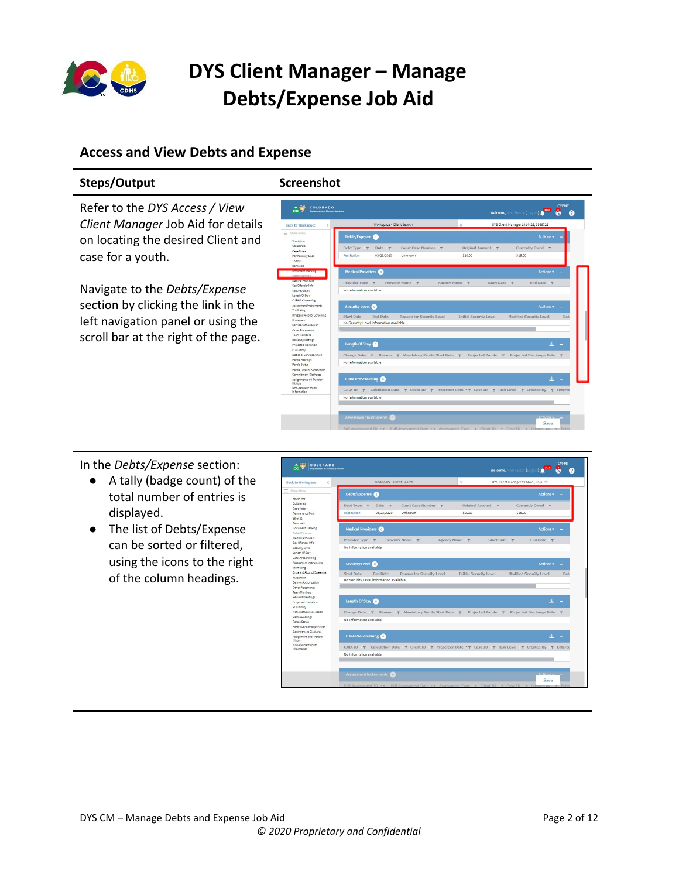# DYS Client Manager – Manage Debts/Expense Job Aid

## Access and View Debts and Expense

| Steps/Output | Screenshot |
|---|---|
| Refer to the *DYS Access / View Client Manager* Job Aid for details on locating the desired Client and case for a youth.<br><br>Navigate to the *Debts/Expense* section by clicking the link in the left navigation panel or using the scroll bar at the right of the page. | |
| In the *Debts/Expense* section:<br>● A tally (badge count) of the total number of entries is displayed.<br>● The list of Debts/Expense can be sorted or filtered, using the icons to the right of the column headings. | |

DYS CM – Manage Debts and Expense Job Aid

© 2020 Proprietary and Confidential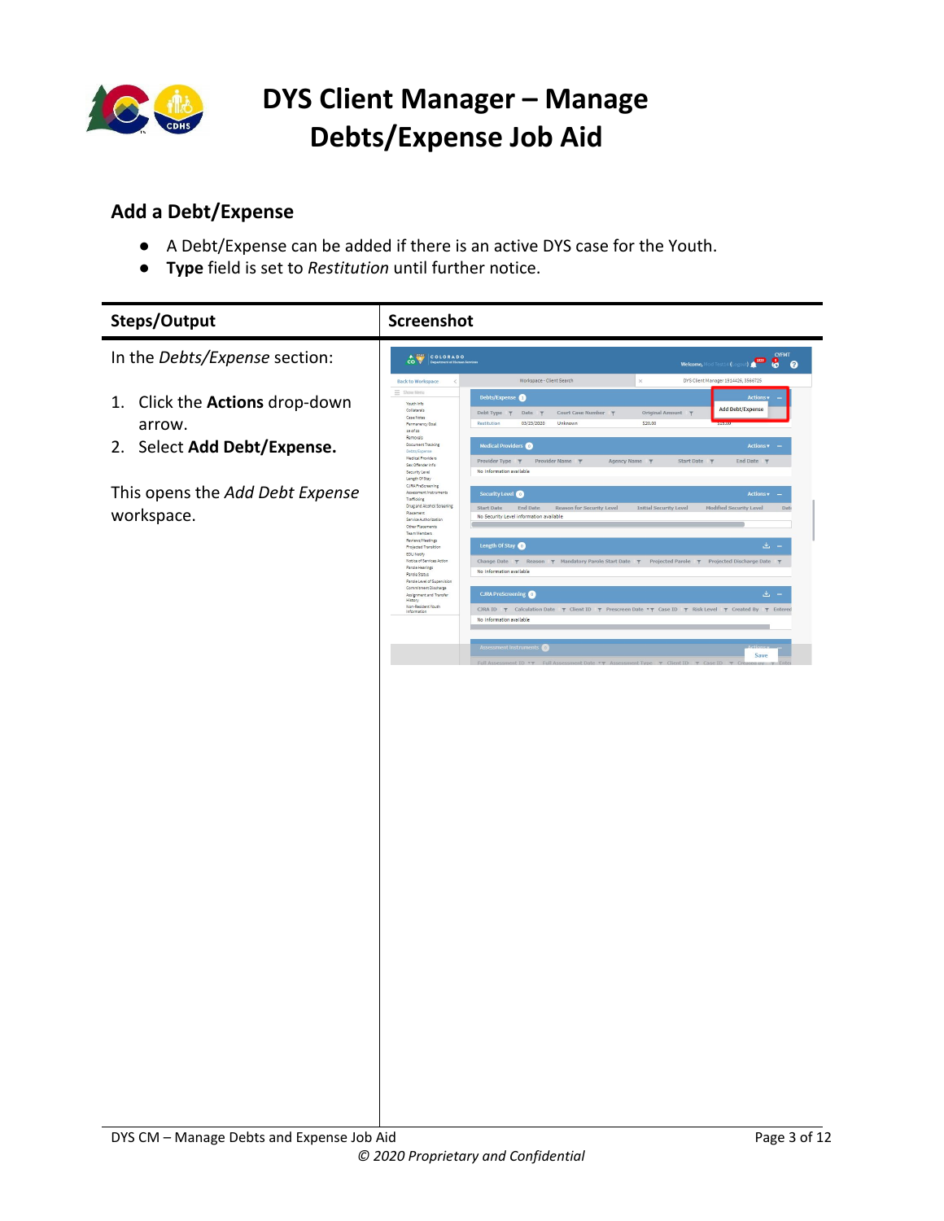# DYS Client Manager – Manage Debts/Expense Job Aid

## Add a Debt/Expense

- A Debt/Expense can be added if there is an active DYS case for the Youth.
- **Type** field is set to *Restitution* until further notice.

| Steps/Output | Screenshot |
| --- | --- |
| In the *Debts/Expense* section:<br><br>1. Click the **Actions** drop-down arrow.<br>2. Select **Add Debt/Expense.**<br><br>This opens the *Add Debt Expense* workspace. | |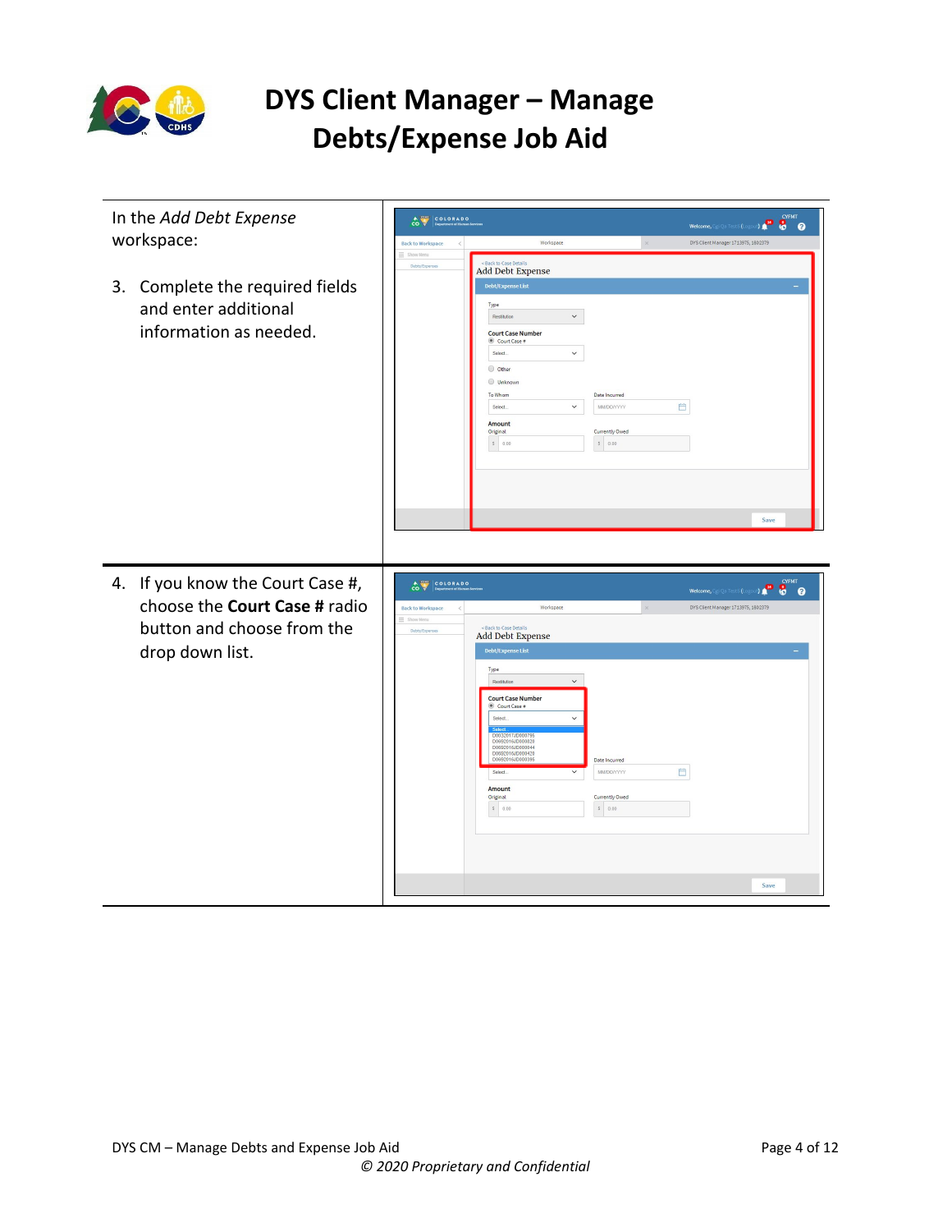# DYS Client Manager – Manage Debts/Expense Job Aid

In the *Add Debt Expense* workspace:

3. Complete the required fields and enter additional information as needed.

4. If you know the Court Case #, choose the **Court Case #** radio button and choose from the drop down list.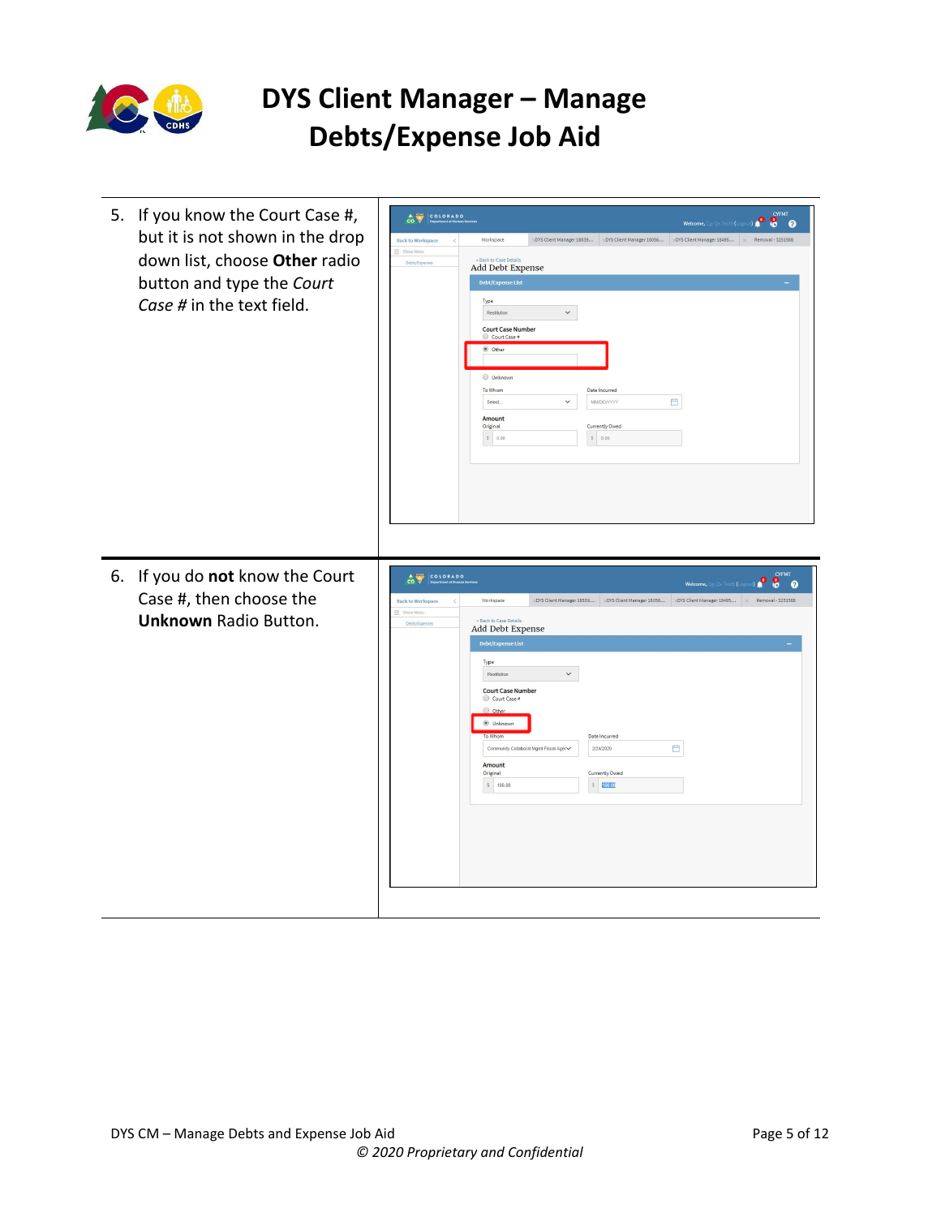# DYS Client Manager – Manage Debts/Expense Job Aid

5. If you know the Court Case #, but it is not shown in the drop down list, choose **Other** radio button and type the *Court Case #* in the text field.

6. If you do **not** know the Court Case #, then choose the **Unknown** Radio Button.

© 2020 Proprietary and Confidential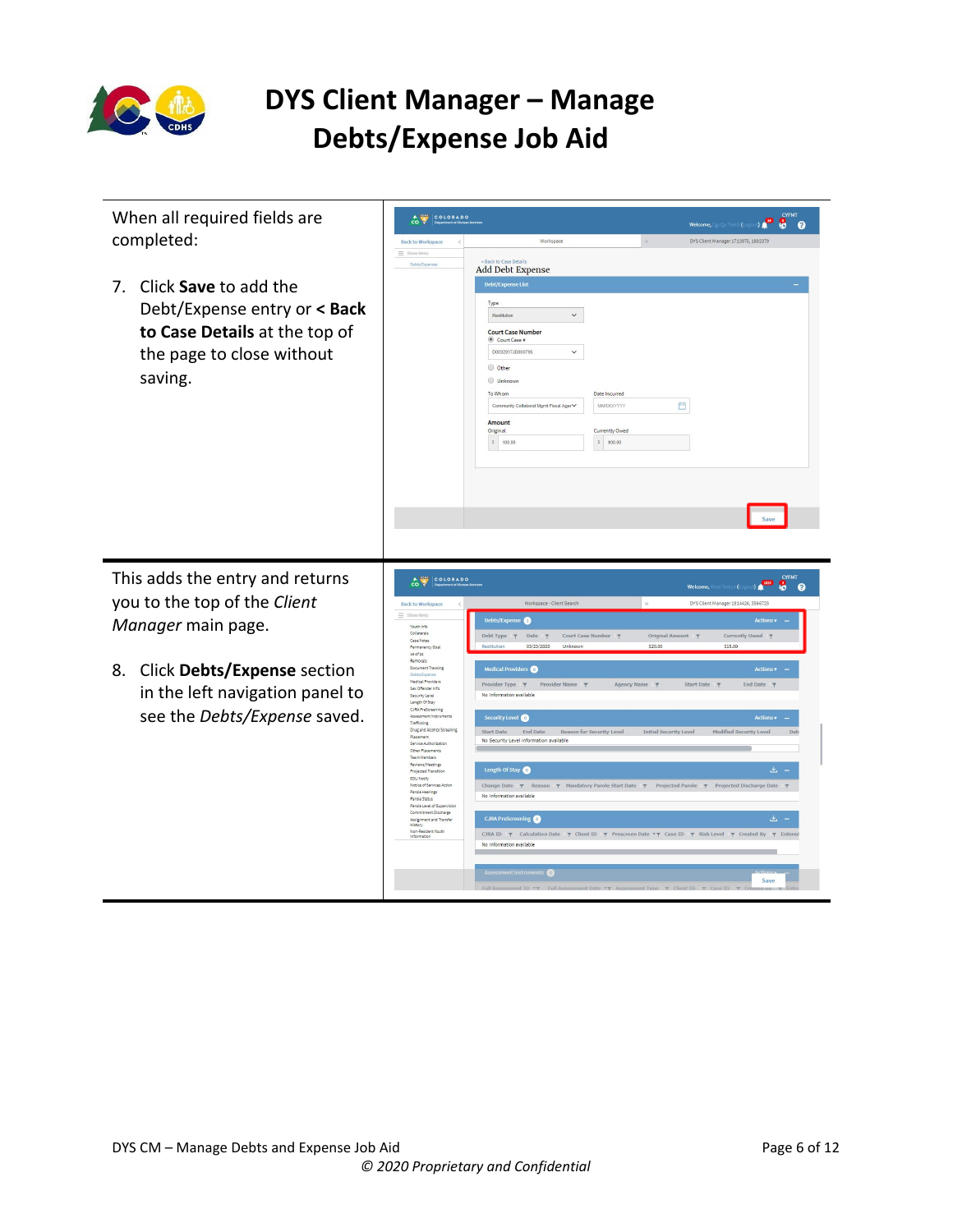# DYS Client Manager – Manage Debts/Expense Job Aid

When all required fields are completed:

7. Click **Save** to add the Debt/Expense entry or **< Back to Case Details** at the top of the page to close without saving.

This adds the entry and returns you to the top of the *Client Manager* main page.

8. Click **Debts/Expense** section in the left navigation panel to see the *Debts/Expense* saved.

DYS CM – Manage Debts and Expense Job Aid

*© 2020 Proprietary and Confidential*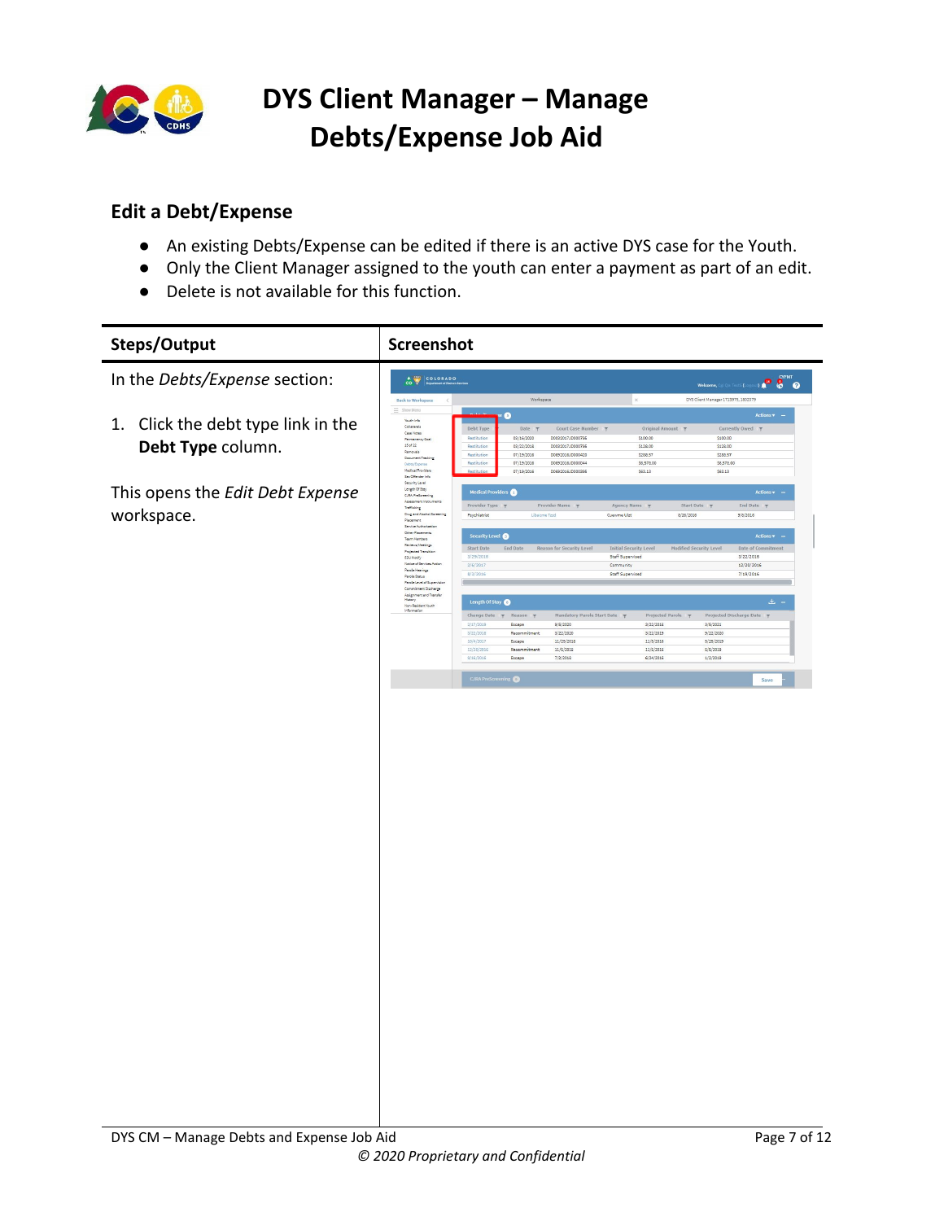# DYS Client Manager – Manage Debts/Expense Job Aid

## Edit a Debt/Expense

- An existing Debts/Expense can be edited if there is an active DYS case for the Youth.
- Only the Client Manager assigned to the youth can enter a payment as part of an edit.
- Delete is not available for this function.

| Steps/Output | Screenshot |
| --- | --- |
| In the *Debts/Expense* section:<br><br>1. Click the debt type link in the **Debt Type** column.<br><br>This opens the *Edit Debt Expense* workspace. | |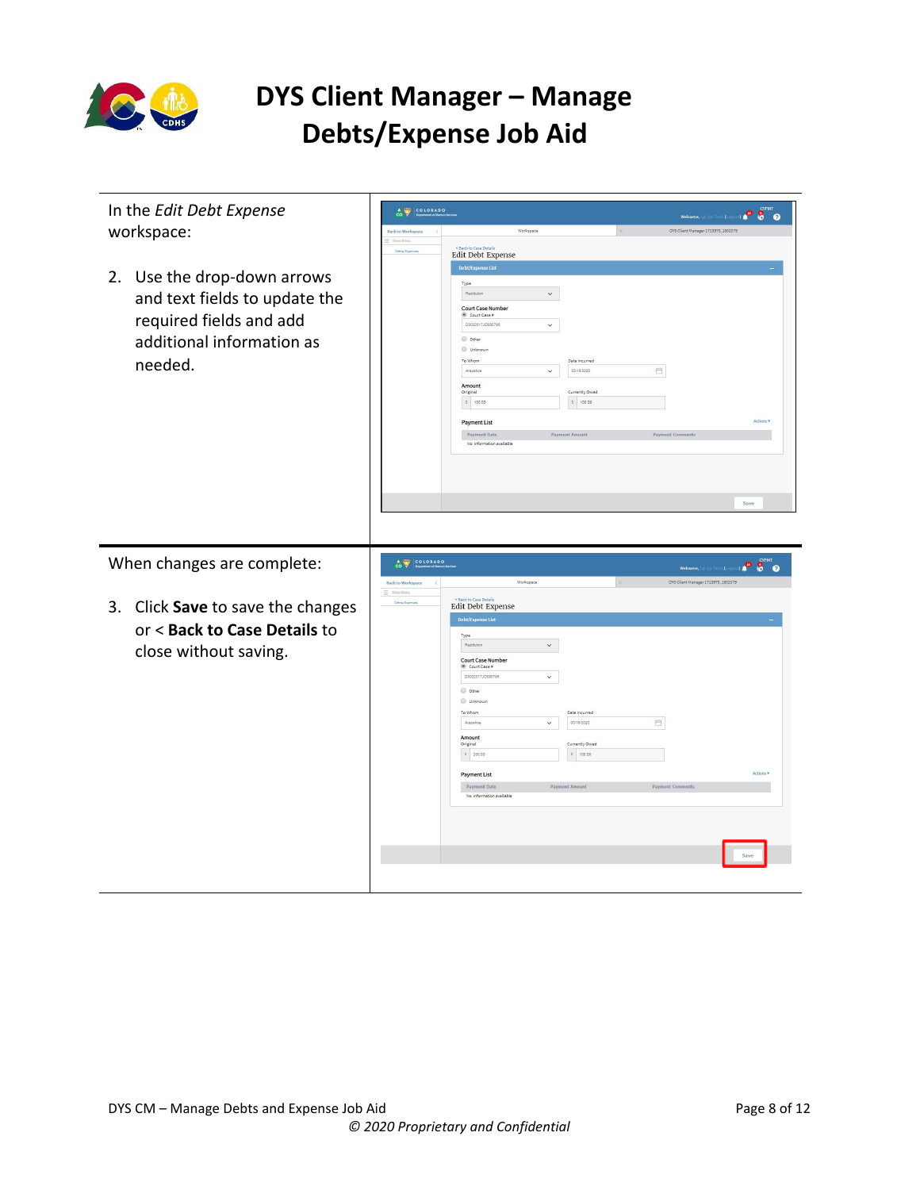In the *Edit Debt Expense* workspace:

2. Use the drop-down arrows and text fields to update the required fields and add additional information as needed.

When changes are complete:

3. Click **Save** to save the changes or < **Back to Case Details** to close without saving.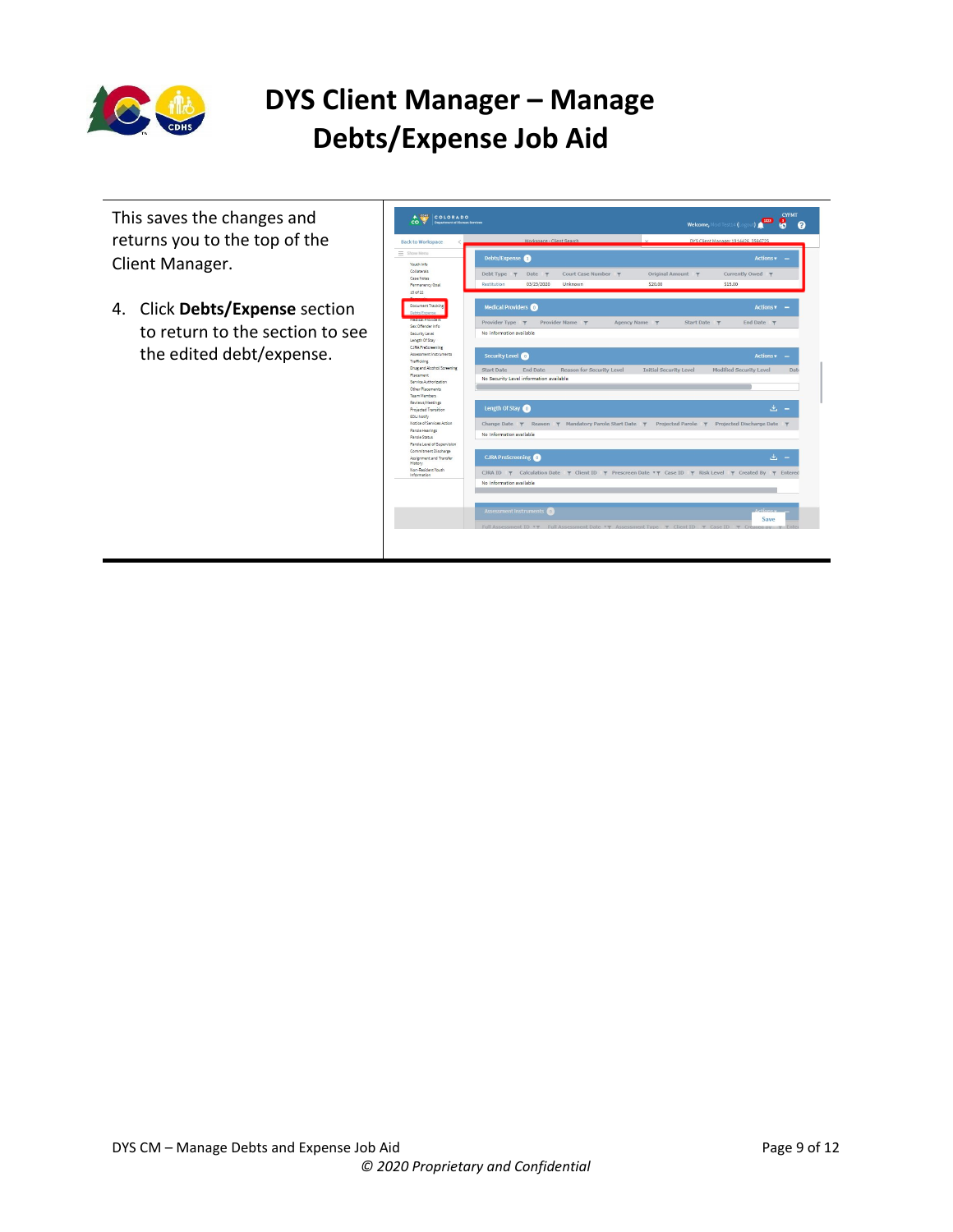# DYS Client Manager – Manage Debts/Expense Job Aid

This saves the changes and returns you to the top of the Client Manager.

4. Click **Debts/Expense** section to return to the section to see the edited debt/expense.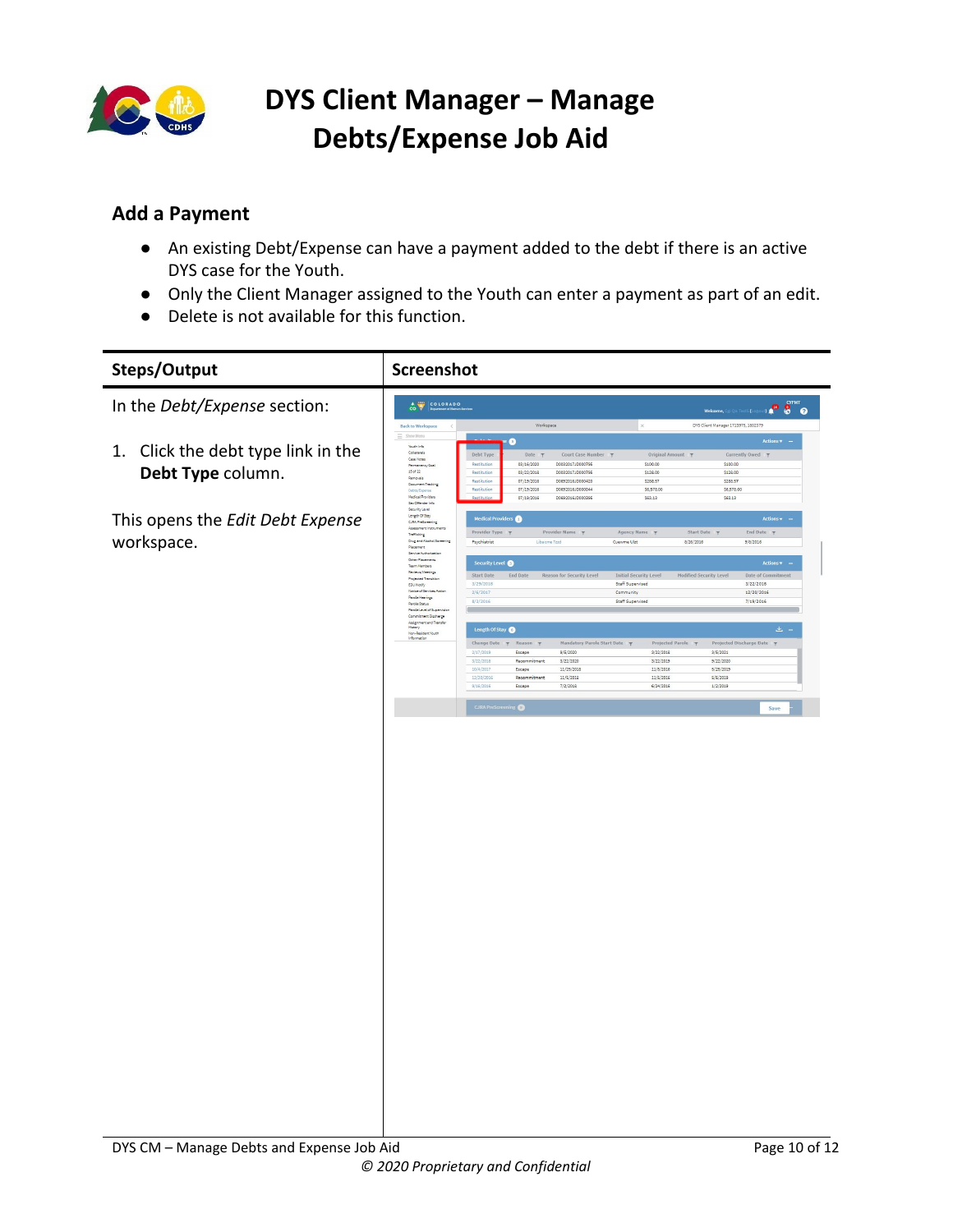# DYS Client Manager – Manage Debts/Expense Job Aid

## Add a Payment

- An existing Debt/Expense can have a payment added to the debt if there is an active DYS case for the Youth.
- Only the Client Manager assigned to the Youth can enter a payment as part of an edit.
- Delete is not available for this function.

| Steps/Output | Screenshot |
|---|---|
| In the *Debt/Expense* section:<br><br>1. Click the debt type link in the **Debt Type** column.<br><br>This opens the *Edit Debt Expense* workspace. | |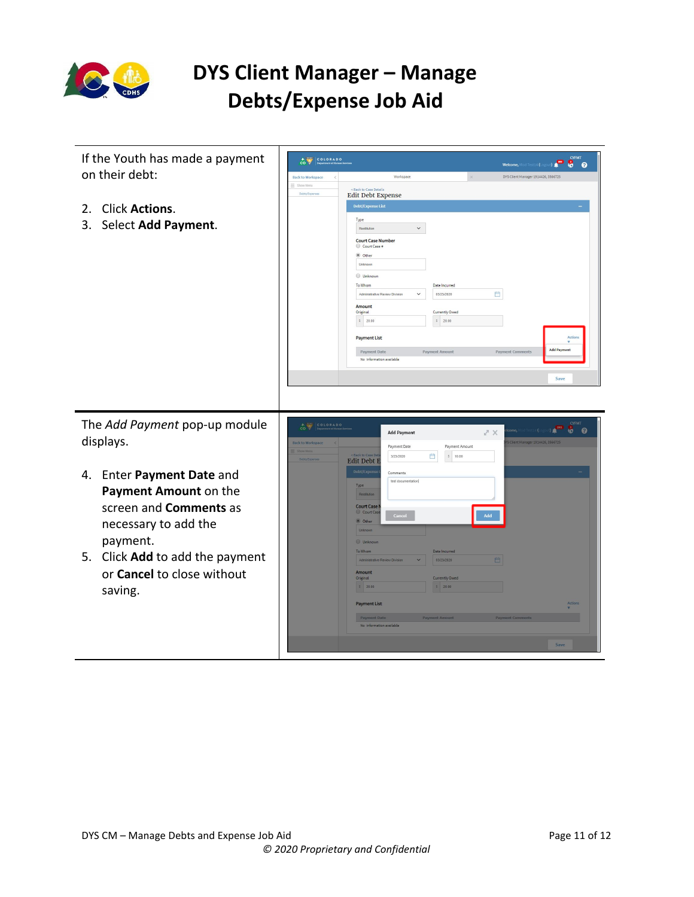# DYS Client Manager – Manage Debts/Expense Job Aid

If the Youth has made a payment on their debt:

2. Click **Actions**.
3. Select **Add Payment**.

The *Add Payment* pop-up module displays.

4. Enter **Payment Date** and **Payment Amount** on the screen and **Comments** as necessary to add the payment.
5. Click **Add** to add the payment or **Cancel** to close without saving.

DYS CM – Manage Debts and Expense Job Aid

*© 2020 Proprietary and Confidential*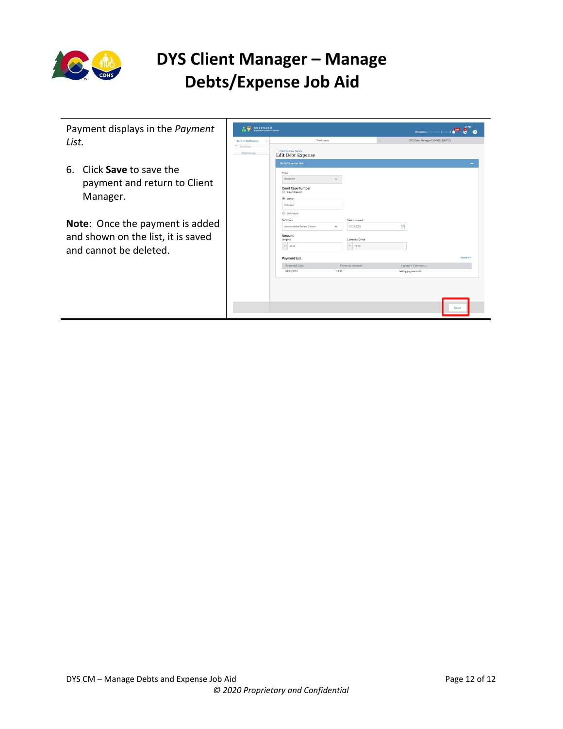# DYS Client Manager – Manage Debts/Expense Job Aid

Payment displays in the *Payment List.*

6. Click **Save** to save the payment and return to Client Manager.

**Note**: Once the payment is added and shown on the list, it is saved and cannot be deleted.